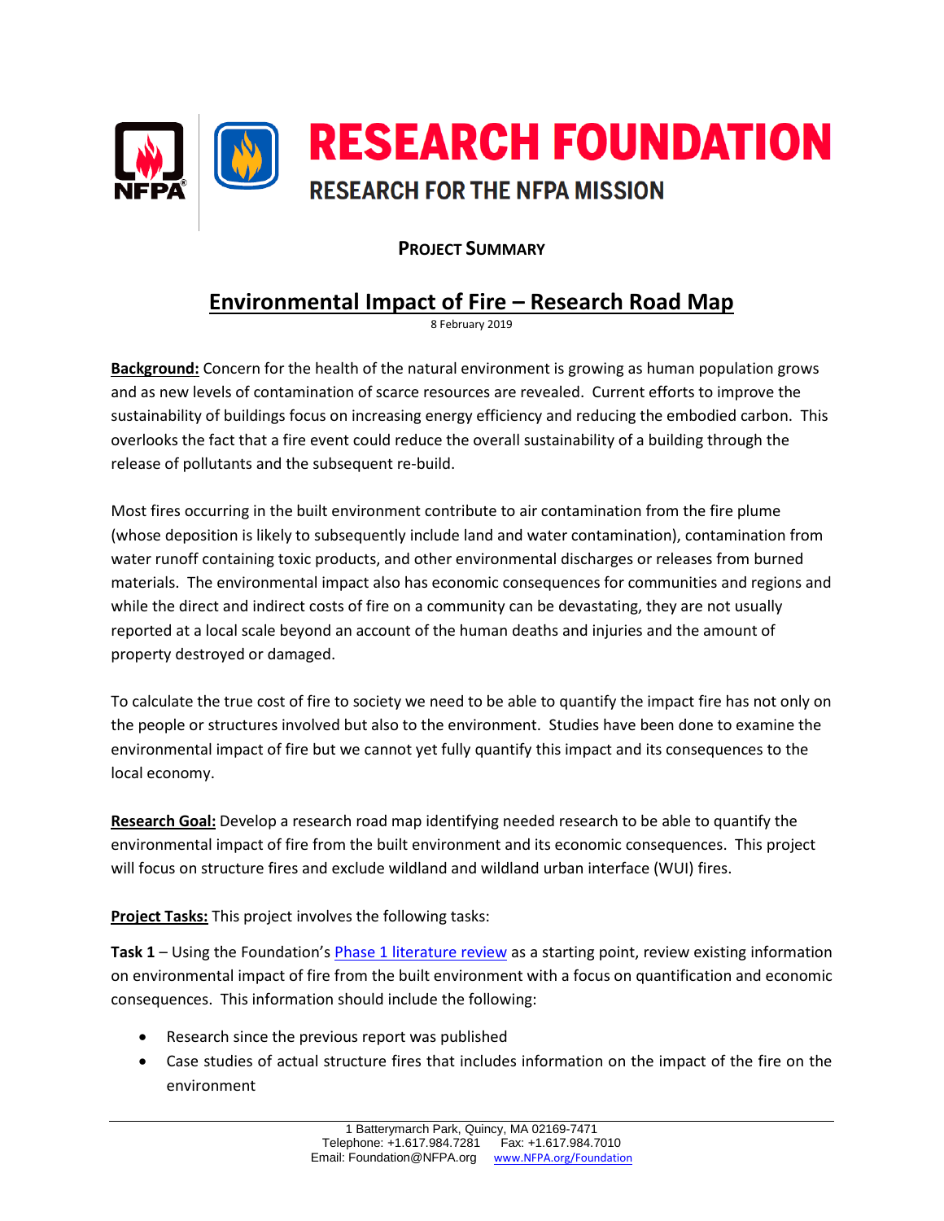# RESEARCH FOUNDATION

## RESEARCH FOR THE NFPA MISSION

**PROJECT SUMMARY**

# Environmental Impact of Fire – Research Road Map

8 February 2019

**Background:** Concern for the health of the natural environment is growing as human population grows and as new levels of contamination of scarce resources are revealed. Current efforts to improve the sustainability of buildings focus on increasing energy efficiency and reducing the embodied carbon. This overlooks the fact that a fire event could reduce the overall sustainability of a building through the release of pollutants and the subsequent re-build.

Most fires occurring in the built environment contribute to air contamination from the fire plume (whose deposition is likely to subsequently include land and water contamination), contamination from water runoff containing toxic products, and other environmental discharges or releases from burned materials. The environmental impact also has economic consequences for communities and regions and while the direct and indirect costs of fire on a community can be devastating, they are not usually reported at a local scale beyond an account of the human deaths and injuries and the amount of property destroyed or damaged.

To calculate the true cost of fire to society we need to be able to quantify the impact fire has not only on the people or structures involved but also to the environment. Studies have been done to examine the environmental impact of fire but we cannot yet fully quantify this impact and its consequences to the local economy.

**Research Goal:** Develop a research road map identifying needed research to be able to quantify the environmental impact of fire from the built environment and its economic consequences. This project will focus on structure fires and exclude wildland and wildland urban interface (WUI) fires.

**Project Tasks:** This project involves the following tasks:

**Task 1** – Using the Foundation's Phase 1 literature review as a starting point, review existing information on environmental impact of fire from the built environment with a focus on quantification and economic consequences. This information should include the following:

- Research since the previous report was published
- Case studies of actual structure fires that includes information on the impact of the fire on the environment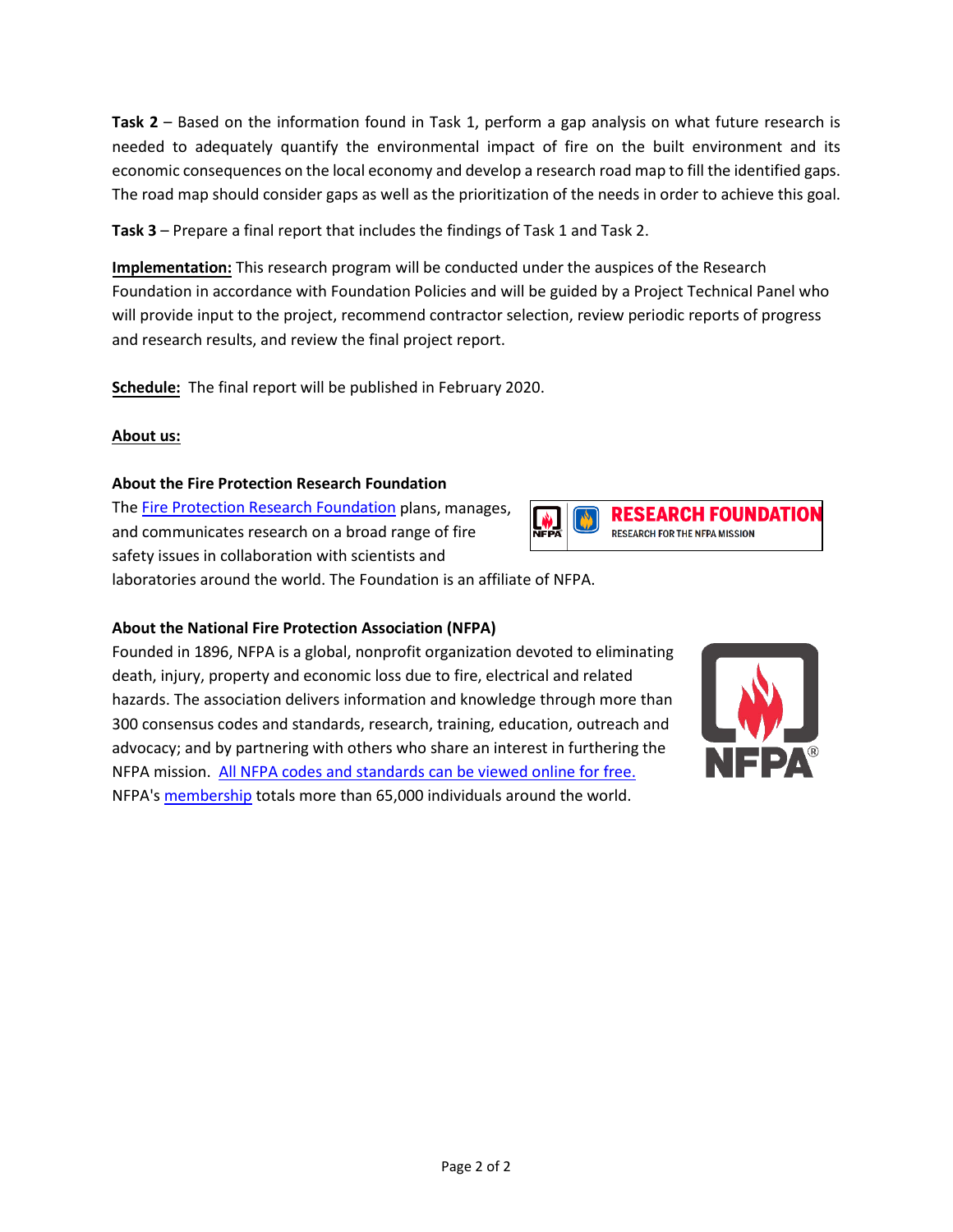**Task 2** – Based on the information found in Task 1, perform a gap analysis on what future research is needed to adequately quantify the environmental impact of fire on the built environment and its economic consequences on the local economy and develop a research road map to fill the identified gaps. The road map should consider gaps as well as the prioritization of the needs in order to achieve this goal.

**Task 3** – Prepare a final report that includes the findings of Task 1 and Task 2.

**Implementation:** This research program will be conducted under the auspices of the Research Foundation in accordance with Foundation Policies and will be guided by a Project Technical Panel who will provide input to the project, recommend contractor selection, review periodic reports of progress and research results, and review the final project report.

**Schedule:** The final report will be published in February 2020.

**About us:**

**About the Fire Protection Research Foundation**

The Fire Protection Research Foundation plans, manages, and communicates research on a broad range of fire safety issues in collaboration with scientists and laboratories around the world. The Foundation is an affiliate of NFPA.

**About the National Fire Protection Association (NFPA)**

Founded in 1896, NFPA is a global, nonprofit organization devoted to eliminating death, injury, property and economic loss due to fire, electrical and related hazards. The association delivers information and knowledge through more than 300 consensus codes and standards, research, training, education, outreach and advocacy; and by partnering with others who share an interest in furthering the NFPA mission. All NFPA codes and standards can be viewed online for free. NFPA's membership totals more than 65,000 individuals around the world.